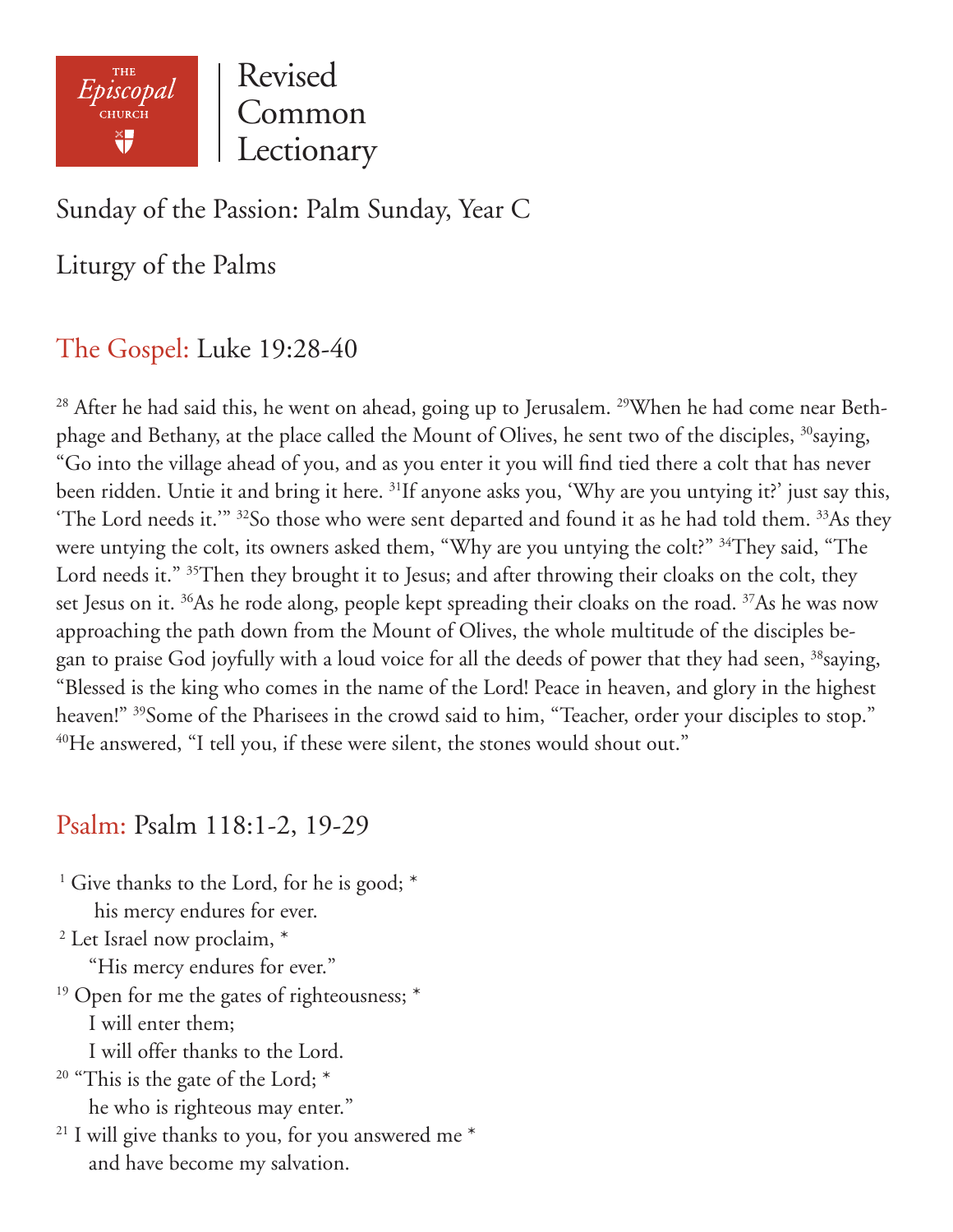THE *Episcopal* CHURCH

Revised Common Lectionary

# Sunday of the Passion: Palm Sunday, Year C

## Liturgy of the Palms

### The Gospel: Luke 19:28-40

[28] After he had said this, he went on ahead, going up to Jerusalem. [29]When he had come near Bethphage and Bethany, at the place called the Mount of Olives, he sent two of the disciples, [30]saying, "Go into the village ahead of you, and as you enter it you will find tied there a colt that has never been ridden. Untie it and bring it here. [31]If anyone asks you, 'Why are you untying it?' just say this, 'The Lord needs it.'" [32]So those who were sent departed and found it as he had told them. [33]As they were untying the colt, its owners asked them, "Why are you untying the colt?" [34]They said, "The Lord needs it." [35]Then they brought it to Jesus; and after throwing their cloaks on the colt, they set Jesus on it. [36]As he rode along, people kept spreading their cloaks on the road. [37]As he was now approaching the path down from the Mount of Olives, the whole multitude of the disciples began to praise God joyfully with a loud voice for all the deeds of power that they had seen, [38]saying, "Blessed is the king who comes in the name of the Lord! Peace in heaven, and glory in the highest heaven!" [39]Some of the Pharisees in the crowd said to him, "Teacher, order your disciples to stop." [40]He answered, "I tell you, if these were silent, the stones would shout out."

### Psalm: Psalm 118:1-2, 19-29

[1] Give thanks to the Lord, for he is good; *
his mercy endures for ever.
[2] Let Israel now proclaim, *
"His mercy endures for ever."
[19] Open for me the gates of righteousness; *
I will enter them;
I will offer thanks to the Lord.
[20] "This is the gate of the Lord; *
he who is righteous may enter."
[21] I will give thanks to you, for you answered me *
and have become my salvation.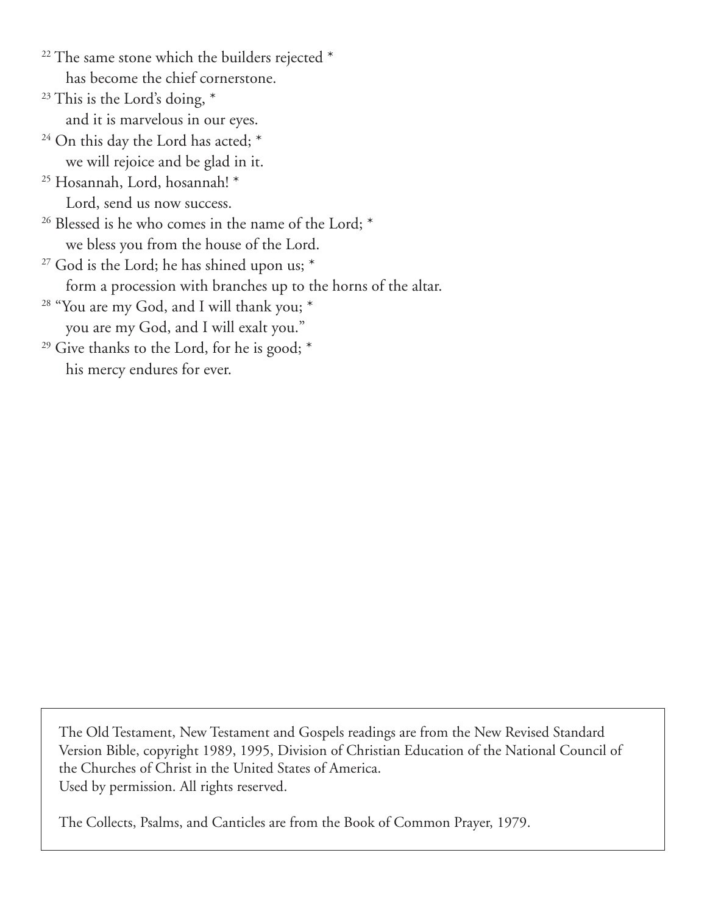[22] The same stone which the builders rejected *
has become the chief cornerstone.

[23] This is the Lord's doing, *
and it is marvelous in our eyes.

[24] On this day the Lord has acted; *
we will rejoice and be glad in it.

[25] Hosannah, Lord, hosannah! *
Lord, send us now success.

[26] Blessed is he who comes in the name of the Lord; *
we bless you from the house of the Lord.

[27] God is the Lord; he has shined upon us; *
form a procession with branches up to the horns of the altar.

[28] "You are my God, and I will thank you; *
you are my God, and I will exalt you."

[29] Give thanks to the Lord, for he is good; *
his mercy endures for ever.

The Old Testament, New Testament and Gospels readings are from the New Revised Standard Version Bible, copyright 1989, 1995, Division of Christian Education of the National Council of the Churches of Christ in the United States of America.
Used by permission. All rights reserved.

The Collects, Psalms, and Canticles are from the Book of Common Prayer, 1979.